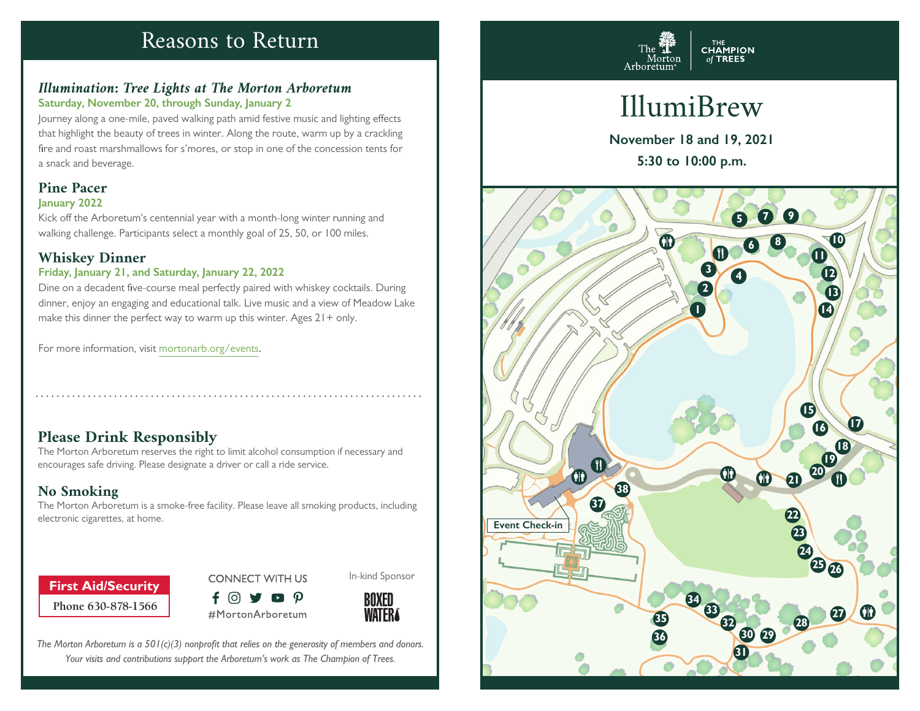# Reasons to Return

### *Illumination: Tree Lights at The Morton Arboretum*

**Saturday, November 20, through Sunday, January 2**

Journey along a one-mile, paved walking path amid festive music and lighting effects that highlight the beauty of trees in winter. Along the route, warm up by a crackling fire and roast marshmallows for s'mores, or stop in one of the concession tents for a snack and beverage.

### Pine Pacer

**January 2022**

Kick off the Arboretum's centennial year with a month-long winter running and walking challenge. Participants select a monthly goal of 25, 50, or 100 miles.

### Whiskey Dinner

**Friday, January 21, and Saturday, January 22, 2022**

Dine on a decadent five-course meal perfectly paired with whiskey cocktails. During dinner, enjoy an engaging and educational talk. Live music and a view of Meadow Lake make this dinner the perfect way to warm up this winter. Ages 21+ only.

For more information, visit mortonarb.org/events.

## Please Drink Responsibly

The Morton Arboretum reserves the right to limit alcohol consumption if necessary and encourages safe driving. Please designate a driver or call a ride service.

## No Smoking

The Morton Arboretum is a smoke-free facility. Please leave all smoking products, including electronic cigarettes, at home.

**First Aid/Security**

**Phone 630-878-1566**

CONNECT WITH US

#MortonArboretum

In-kind Sponsor

BOXED WATER

*The Morton Arboretum is a 501(c)(3) nonprofit that relies on the generosity of members and donors. Your visits and contributions support the Arboretum's work as The Champion of Trees.*

The Morton Arboretum | THE CHAMPION *of* TREES

# IllumiBrew

**November 18 and 19, 2021**

**5:30 to 10:00 p.m.**

Event Check-in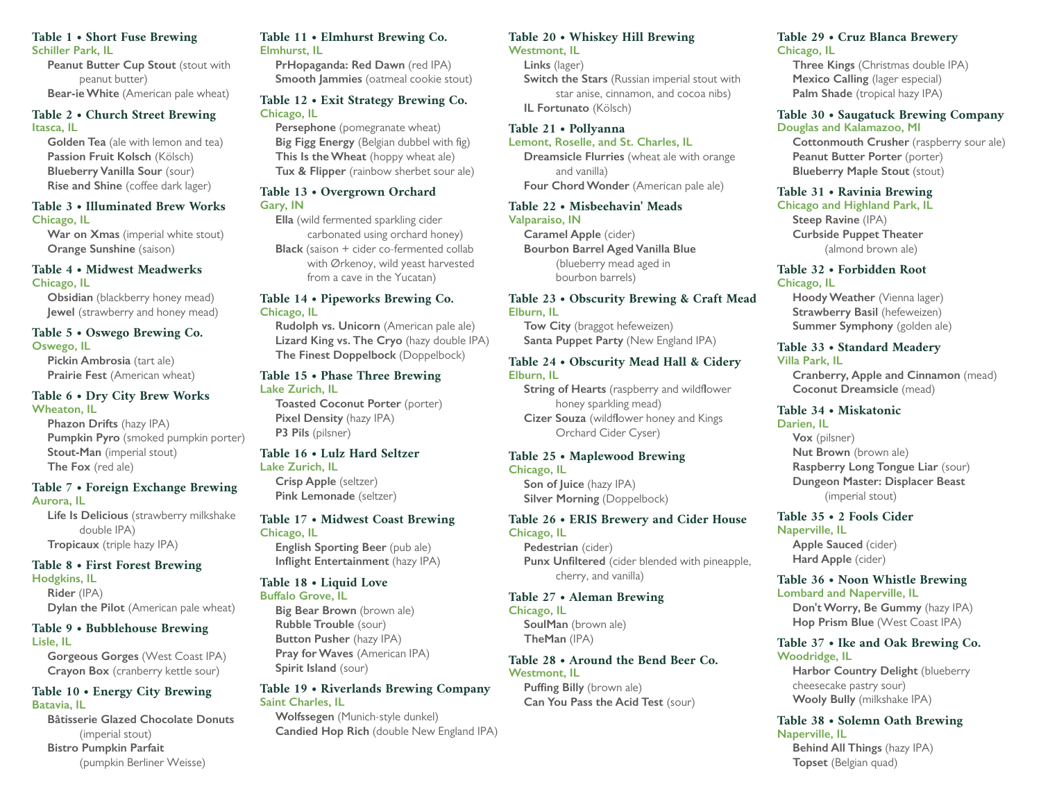### Table 1 • Short Fuse Brewing
Schiller Park, IL

**Peanut Butter Cup Stout** (stout with peanut butter)
**Bear-ie White** (American pale wheat)

### Table 2 • Church Street Brewing
Itasca, IL

**Golden Tea** (ale with lemon and tea)
**Passion Fruit Kolsch** (Kölsch)
**Blueberry Vanilla Sour** (sour)
**Rise and Shine** (coffee dark lager)

### Table 3 • Illuminated Brew Works
Chicago, IL

**War on Xmas** (imperial white stout)
**Orange Sunshine** (saison)

### Table 4 • Midwest Meadwerks
Chicago, IL

**Obsidian** (blackberry honey mead)
**Jewel** (strawberry and honey mead)

### Table 5 • Oswego Brewing Co.
Oswego, IL

**Pickin Ambrosia** (tart ale)
**Prairie Fest** (American wheat)

### Table 6 • Dry City Brew Works
Wheaton, IL

**Phazon Drifts** (hazy IPA)
**Pumpkin Pyro** (smoked pumpkin porter)
**Stout-Man** (imperial stout)
**The Fox** (red ale)

### Table 7 • Foreign Exchange Brewing
Aurora, IL

**Life Is Delicious** (strawberry milkshake double IPA)
**Tropicaux** (triple hazy IPA)

### Table 8 • First Forest Brewing
Hodgkins, IL

**Rider** (IPA)
**Dylan the Pilot** (American pale wheat)

### Table 9 • Bubblehouse Brewing
Lisle, IL

**Gorgeous Gorges** (West Coast IPA)
**Crayon Box** (cranberry kettle sour)

### Table 10 • Energy City Brewing
Batavia, IL

**Bâtisserie Glazed Chocolate Donuts** (imperial stout)
**Bistro Pumpkin Parfait** (pumpkin Berliner Weisse)

### Table 11 • Elmhurst Brewing Co.
Elmhurst, IL

**PrHopaganda: Red Dawn** (red IPA)
**Smooth Jammies** (oatmeal cookie stout)

### Table 12 • Exit Strategy Brewing Co.
Chicago, IL

**Persephone** (pomegranate wheat)
**Big Figg Energy** (Belgian dubbel with fig)
**This Is the Wheat** (hoppy wheat ale)
**Tux & Flipper** (rainbow sherbet sour ale)

### Table 13 • Overgrown Orchard
Gary, IN

**Ella** (wild fermented sparkling cider carbonated using orchard honey)
**Black** (saison + cider co-fermented collab with Ørkenoy, wild yeast harvested from a cave in the Yucatan)

### Table 14 • Pipeworks Brewing Co.
Chicago, IL

**Rudolph vs. Unicorn** (American pale ale)
**Lizard King vs. The Cryo** (hazy double IPA)
**The Finest Doppelbock** (Doppelbock)

### Table 15 • Phase Three Brewing
Lake Zurich, IL

**Toasted Coconut Porter** (porter)
**Pixel Density** (hazy IPA)
**P3 Pils** (pilsner)

### Table 16 • Lulz Hard Seltzer
Lake Zurich, IL

**Crisp Apple** (seltzer)
**Pink Lemonade** (seltzer)

### Table 17 • Midwest Coast Brewing
Chicago, IL

**English Sporting Beer** (pub ale)
**Inflight Entertainment** (hazy IPA)

### Table 18 • Liquid Love
Buffalo Grove, IL

**Big Bear Brown** (brown ale)
**Rubble Trouble** (sour)
**Button Pusher** (hazy IPA)
**Pray for Waves** (American IPA)
**Spirit Island** (sour)

### Table 19 • Riverlands Brewing Company
Saint Charles, IL

**Wolfssegen** (Munich-style dunkel)
**Candied Hop Rich** (double New England IPA)

### Table 20 • Whiskey Hill Brewing
Westmont, IL

**Links** (lager)
**Switch the Stars** (Russian imperial stout with star anise, cinnamon, and cocoa nibs)
**IL Fortunato** (Kölsch)

### Table 21 • Pollyanna
Lemont, Roselle, and St. Charles, IL

**Dreamsicle Flurries** (wheat ale with orange and vanilla)
**Four Chord Wonder** (American pale ale)

### Table 22 • Misbeehavin' Meads
Valparaiso, IN

**Caramel Apple** (cider)
**Bourbon Barrel Aged Vanilla Blue** (blueberry mead aged in bourbon barrels)

### Table 23 • Obscurity Brewing & Craft Mead
Elburn, IL

**Tow City** (braggot hefeweizen)
**Santa Puppet Party** (New England IPA)

### Table 24 • Obscurity Mead Hall & Cidery
Elburn, IL

**String of Hearts** (raspberry and wildflower honey sparkling mead)
**Cizer Souza** (wildflower honey and Kings Orchard Cider Cyser)

### Table 25 • Maplewood Brewing
Chicago, IL

**Son of Juice** (hazy IPA)
**Silver Morning** (Doppelbock)

### Table 26 • ERIS Brewery and Cider House
Chicago, IL

**Pedestrian** (cider)
**Punx Unfiltered** (cider blended with pineapple, cherry, and vanilla)

### Table 27 • Aleman Brewing
Chicago, IL

**SoulMan** (brown ale)
**TheMan** (IPA)

### Table 28 • Around the Bend Beer Co.
Westmont, IL

**Puffing Billy** (brown ale)
**Can You Pass the Acid Test** (sour)

### Table 29 • Cruz Blanca Brewery
Chicago, IL

**Three Kings** (Christmas double IPA)
**Mexico Calling** (lager especial)
**Palm Shade** (tropical hazy IPA)

### Table 30 • Saugatuck Brewing Company
Douglas and Kalamazoo, MI

**Cottonmouth Crusher** (raspberry sour ale)
**Peanut Butter Porter** (porter)
**Blueberry Maple Stout** (stout)

### Table 31 • Ravinia Brewing
Chicago and Highland Park, IL

**Steep Ravine** (IPA)
**Curbside Puppet Theater** (almond brown ale)

### Table 32 • Forbidden Root
Chicago, IL

**Hoody Weather** (Vienna lager)
**Strawberry Basil** (hefeweizen)
**Summer Symphony** (golden ale)

### Table 33 • Standard Meadery
Villa Park, IL

**Cranberry, Apple and Cinnamon** (mead)
**Coconut Dreamsicle** (mead)

### Table 34 • Miskatonic
Darien, IL

**Vox** (pilsner)
**Nut Brown** (brown ale)
**Raspberry Long Tongue Liar** (sour)
**Dungeon Master: Displacer Beast** (imperial stout)

### Table 35 • 2 Fools Cider
Naperville, IL

**Apple Sauced** (cider)
**Hard Apple** (cider)

### Table 36 • Noon Whistle Brewing
Lombard and Naperville, IL

**Don't Worry, Be Gummy** (hazy IPA)
**Hop Prism Blue** (West Coast IPA)

### Table 37 • Ike and Oak Brewing Co.
Woodridge, IL

**Harbor Country Delight** (blueberry cheesecake pastry sour)
**Wooly Bully** (milkshake IPA)

### Table 38 • Solemn Oath Brewing
Naperville, IL

**Behind All Things** (hazy IPA)
**Topset** (Belgian quad)